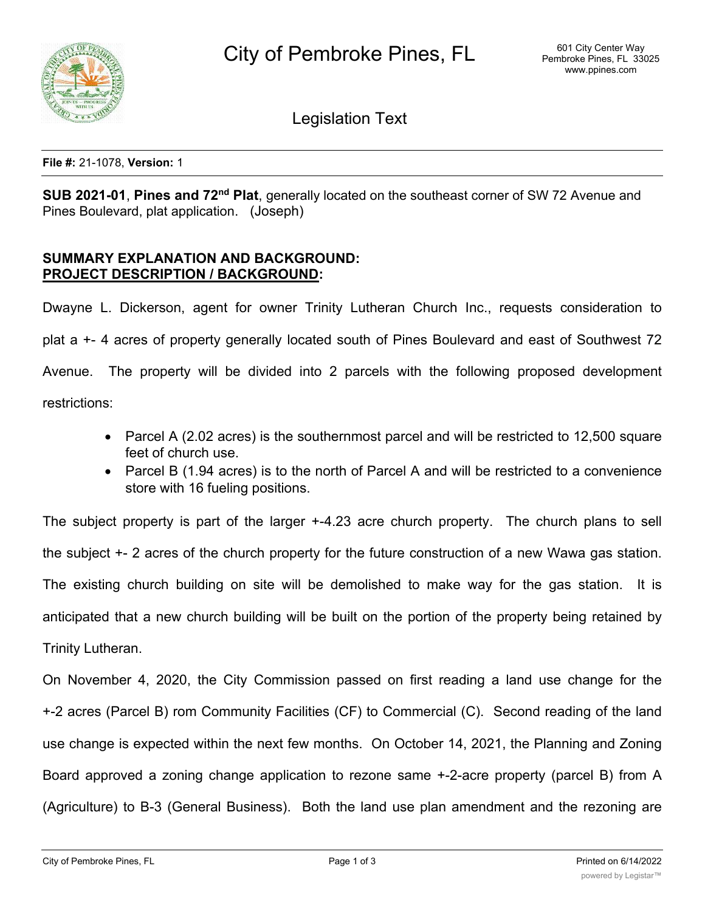# City of Pembroke Pines, FL

601 City Center Way
Pembroke Pines, FL 33025
www.ppines.com

## Legislation Text

**File #:** 21-1078, **Version:** 1

**SUB 2021-01**, **Pines and 72nd Plat**, generally located on the southeast corner of SW 72 Avenue and Pines Boulevard, plat application. (Joseph)

**SUMMARY EXPLANATION AND BACKGROUND:**
**PROJECT DESCRIPTION / BACKGROUND:**

Dwayne L. Dickerson, agent for owner Trinity Lutheran Church Inc., requests consideration to plat a +- 4 acres of property generally located south of Pines Boulevard and east of Southwest 72 Avenue. The property will be divided into 2 parcels with the following proposed development restrictions:

- Parcel A (2.02 acres) is the southernmost parcel and will be restricted to 12,500 square feet of church use.
- Parcel B (1.94 acres) is to the north of Parcel A and will be restricted to a convenience store with 16 fueling positions.

The subject property is part of the larger +-4.23 acre church property. The church plans to sell the subject +- 2 acres of the church property for the future construction of a new Wawa gas station. The existing church building on site will be demolished to make way for the gas station. It is anticipated that a new church building will be built on the portion of the property being retained by Trinity Lutheran.

On November 4, 2020, the City Commission passed on first reading a land use change for the +-2 acres (Parcel B) rom Community Facilities (CF) to Commercial (C). Second reading of the land use change is expected within the next few months. On October 14, 2021, the Planning and Zoning Board approved a zoning change application to rezone same +-2-acre property (parcel B) from A (Agriculture) to B-3 (General Business). Both the land use plan amendment and the rezoning are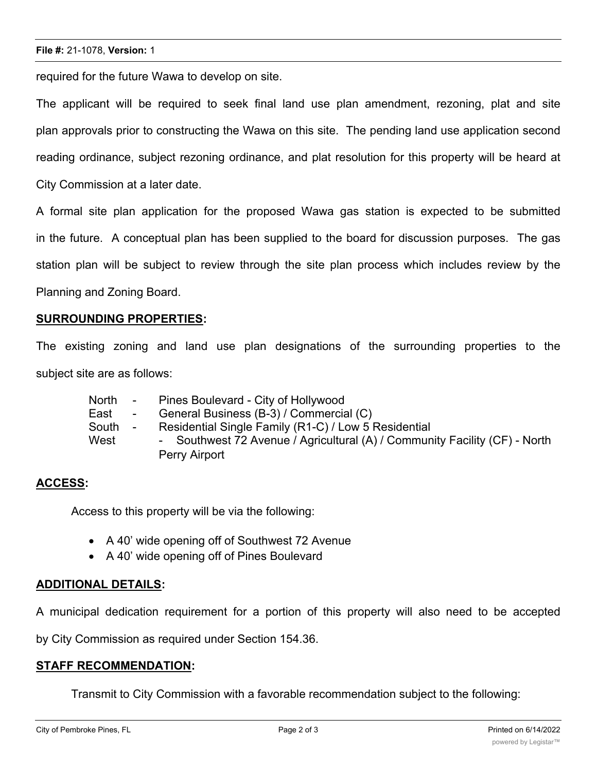required for the future Wawa to develop on site.

The applicant will be required to seek final land use plan amendment, rezoning, plat and site plan approvals prior to constructing the Wawa on this site. The pending land use application second reading ordinance, subject rezoning ordinance, and plat resolution for this property will be heard at City Commission at a later date.

A formal site plan application for the proposed Wawa gas station is expected to be submitted in the future. A conceptual plan has been supplied to the board for discussion purposes. The gas station plan will be subject to review through the site plan process which includes review by the Planning and Zoning Board.

## SURROUNDING PROPERTIES:

The existing zoning and land use plan designations of the surrounding properties to the subject site are as follows:

North - Pines Boulevard - City of Hollywood
East - General Business (B-3) / Commercial (C)
South - Residential Single Family (R1-C) / Low 5 Residential
West - Southwest 72 Avenue / Agricultural (A) / Community Facility (CF) - North Perry Airport

## ACCESS:

Access to this property will be via the following:

- A 40' wide opening off of Southwest 72 Avenue
- A 40' wide opening off of Pines Boulevard

## ADDITIONAL DETAILS:

A municipal dedication requirement for a portion of this property will also need to be accepted by City Commission as required under Section 154.36.

## STAFF RECOMMENDATION:

Transmit to City Commission with a favorable recommendation subject to the following: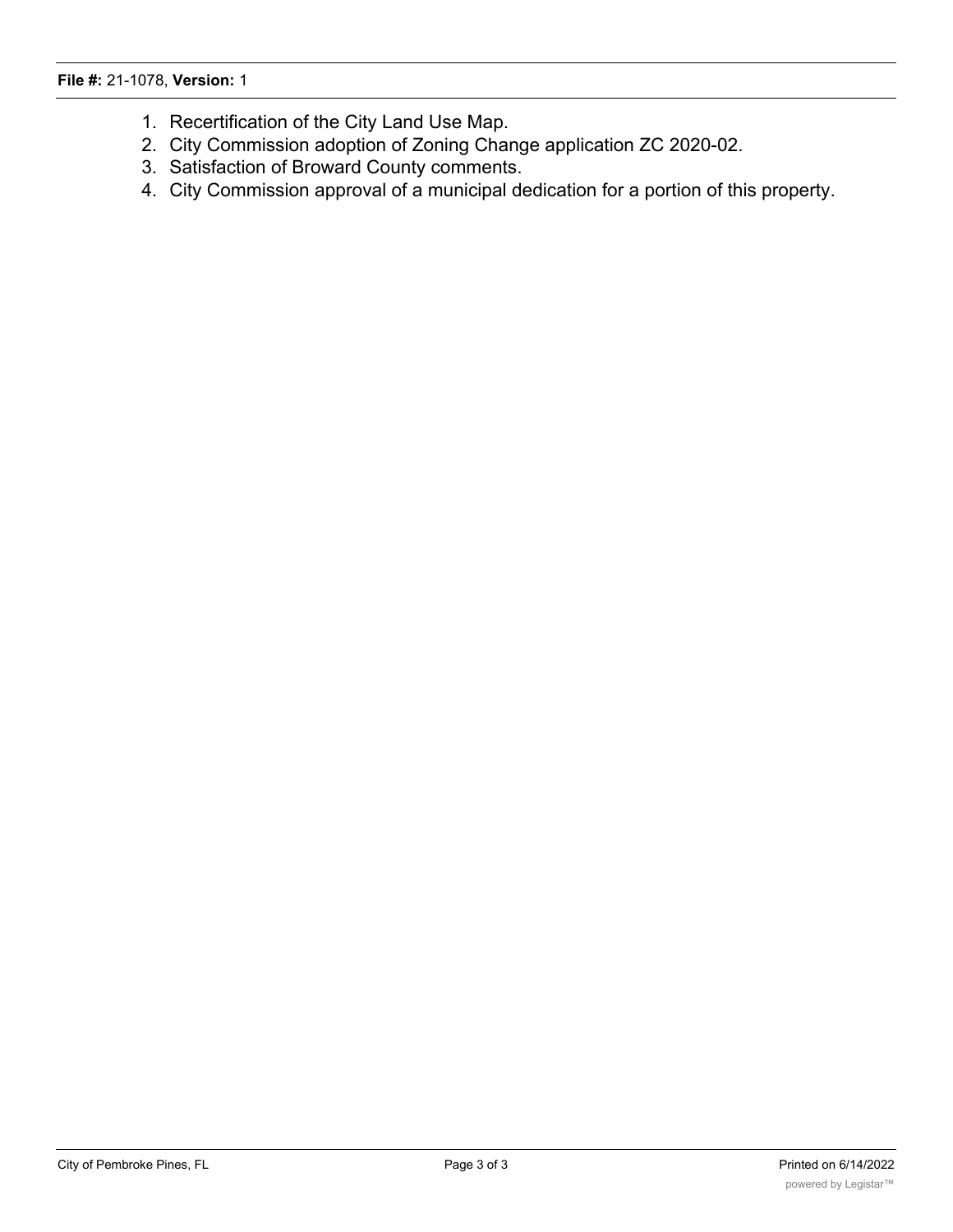1. Recertification of the City Land Use Map.
2. City Commission adoption of Zoning Change application ZC 2020-02.
3. Satisfaction of Broward County comments.
4. City Commission approval of a municipal dedication for a portion of this property.